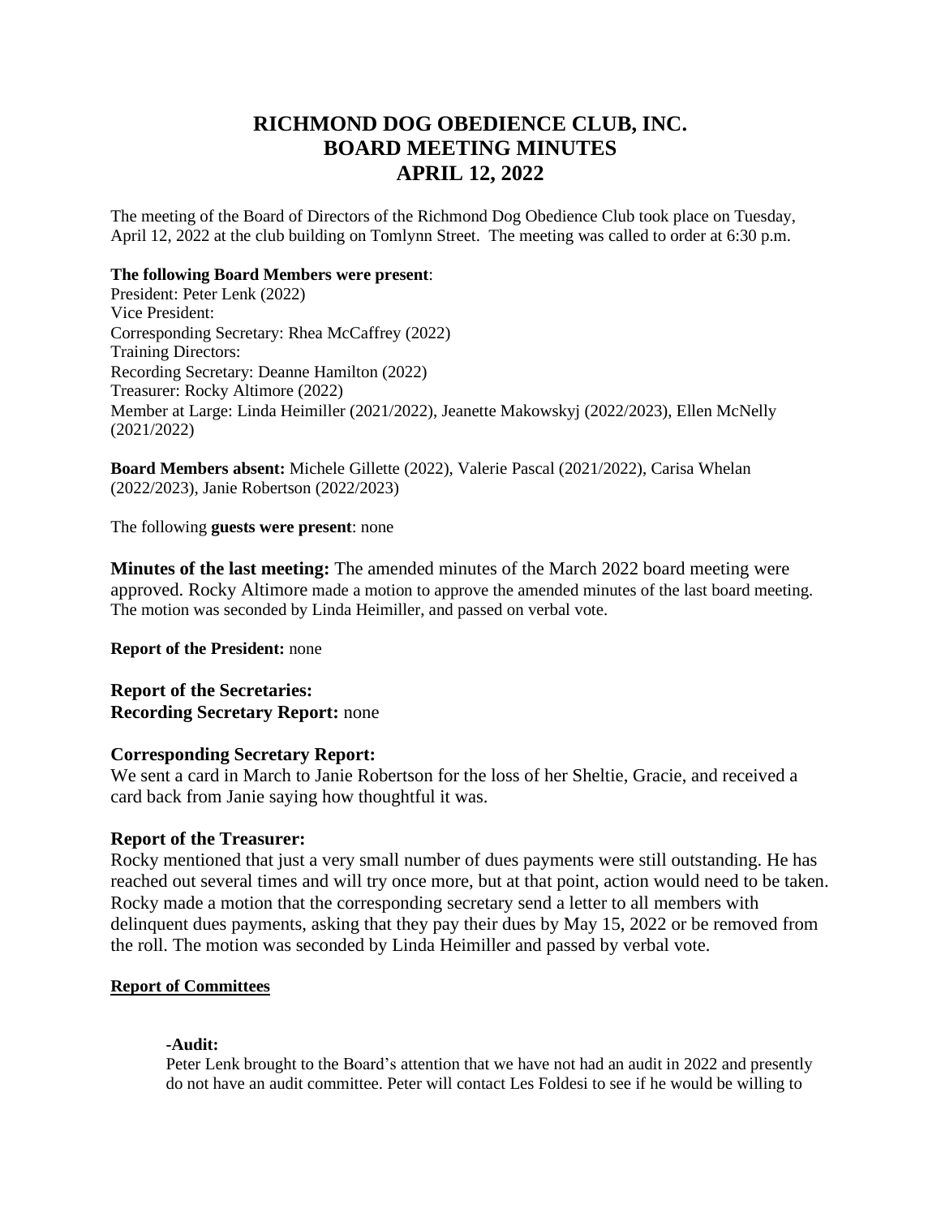# RICHMOND DOG OBEDIENCE CLUB, INC.
# BOARD MEETING MINUTES
# APRIL 12, 2022

The meeting of the Board of Directors of the Richmond Dog Obedience Club took place on Tuesday, April 12, 2022 at the club building on Tomlynn Street. The meeting was called to order at 6:30 p.m.

**The following Board Members were present**:
President: Peter Lenk (2022)
Vice President:
Corresponding Secretary: Rhea McCaffrey (2022)
Training Directors:
Recording Secretary: Deanne Hamilton (2022)
Treasurer: Rocky Altimore (2022)
Member at Large: Linda Heimiller (2021/2022), Jeanette Makowskyj (2022/2023), Ellen McNelly (2021/2022)

**Board Members absent:** Michele Gillette (2022), Valerie Pascal (2021/2022), Carisa Whelan (2022/2023), Janie Robertson (2022/2023)

The following **guests were present**: none

**Minutes of the last meeting:** The amended minutes of the March 2022 board meeting were approved. Rocky Altimore made a motion to approve the amended minutes of the last board meeting. The motion was seconded by Linda Heimiller, and passed on verbal vote.

**Report of the President:** none

**Report of the Secretaries:**
**Recording Secretary Report:** none

**Corresponding Secretary Report:**
We sent a card in March to Janie Robertson for the loss of her Sheltie, Gracie, and received a card back from Janie saying how thoughtful it was.

**Report of the Treasurer:**
Rocky mentioned that just a very small number of dues payments were still outstanding. He has reached out several times and will try once more, but at that point, action would need to be taken. Rocky made a motion that the corresponding secretary send a letter to all members with delinquent dues payments, asking that they pay their dues by May 15, 2022 or be removed from the roll. The motion was seconded by Linda Heimiller and passed by verbal vote.

**Report of Committees**

**-Audit:**
Peter Lenk brought to the Board's attention that we have not had an audit in 2022 and presently do not have an audit committee. Peter will contact Les Foldesi to see if he would be willing to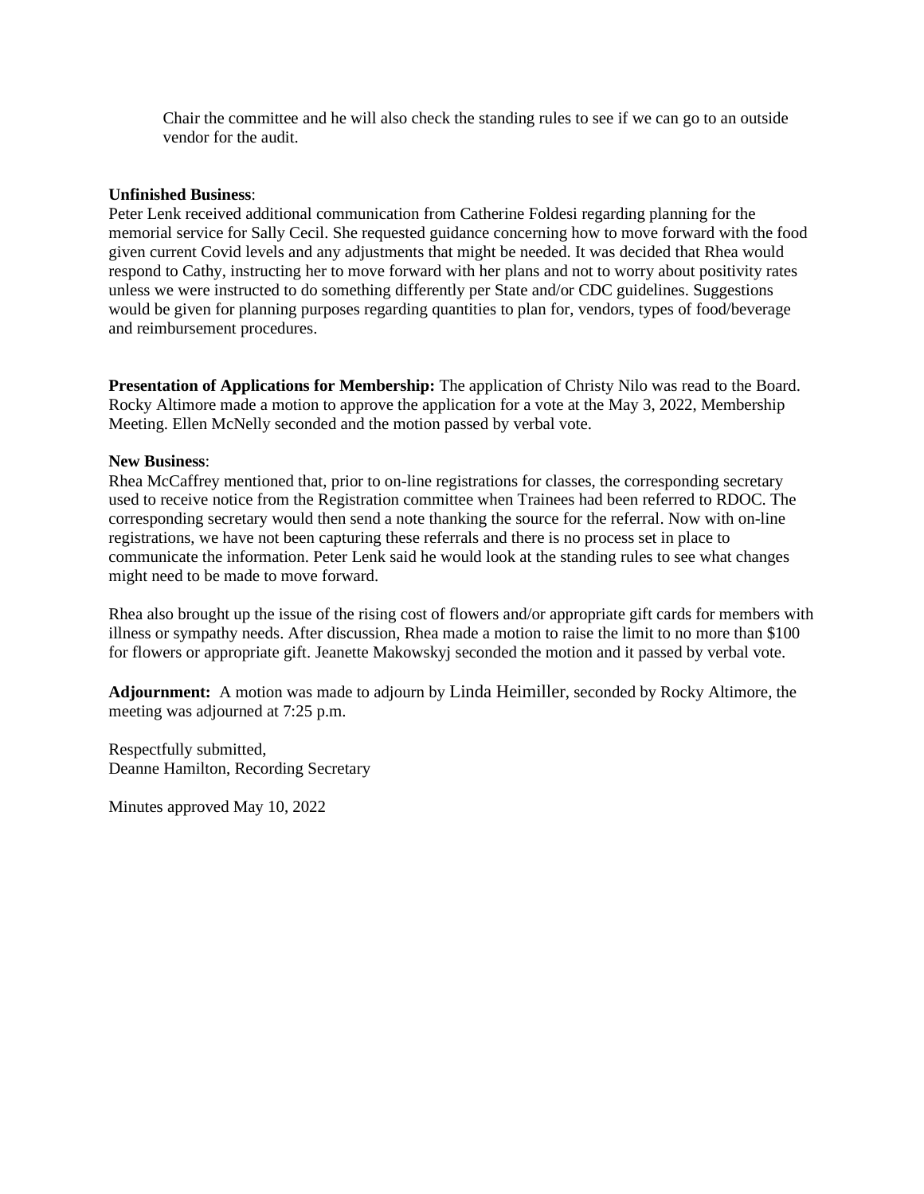Chair the committee and he will also check the standing rules to see if we can go to an outside vendor for the audit.

**Unfinished Business**:
Peter Lenk received additional communication from Catherine Foldesi regarding planning for the memorial service for Sally Cecil. She requested guidance concerning how to move forward with the food given current Covid levels and any adjustments that might be needed. It was decided that Rhea would respond to Cathy, instructing her to move forward with her plans and not to worry about positivity rates unless we were instructed to do something differently per State and/or CDC guidelines. Suggestions would be given for planning purposes regarding quantities to plan for, vendors, types of food/beverage and reimbursement procedures.

**Presentation of Applications for Membership:** The application of Christy Nilo was read to the Board. Rocky Altimore made a motion to approve the application for a vote at the May 3, 2022, Membership Meeting. Ellen McNelly seconded and the motion passed by verbal vote.

**New Business**:
Rhea McCaffrey mentioned that, prior to on-line registrations for classes, the corresponding secretary used to receive notice from the Registration committee when Trainees had been referred to RDOC. The corresponding secretary would then send a note thanking the source for the referral. Now with on-line registrations, we have not been capturing these referrals and there is no process set in place to communicate the information. Peter Lenk said he would look at the standing rules to see what changes might need to be made to move forward.

Rhea also brought up the issue of the rising cost of flowers and/or appropriate gift cards for members with illness or sympathy needs. After discussion, Rhea made a motion to raise the limit to no more than $100 for flowers or appropriate gift. Jeanette Makowskyj seconded the motion and it passed by verbal vote.

**Adjournment:** A motion was made to adjourn by Linda Heimiller, seconded by Rocky Altimore, the meeting was adjourned at 7:25 p.m.

Respectfully submitted,
Deanne Hamilton, Recording Secretary

Minutes approved May 10, 2022